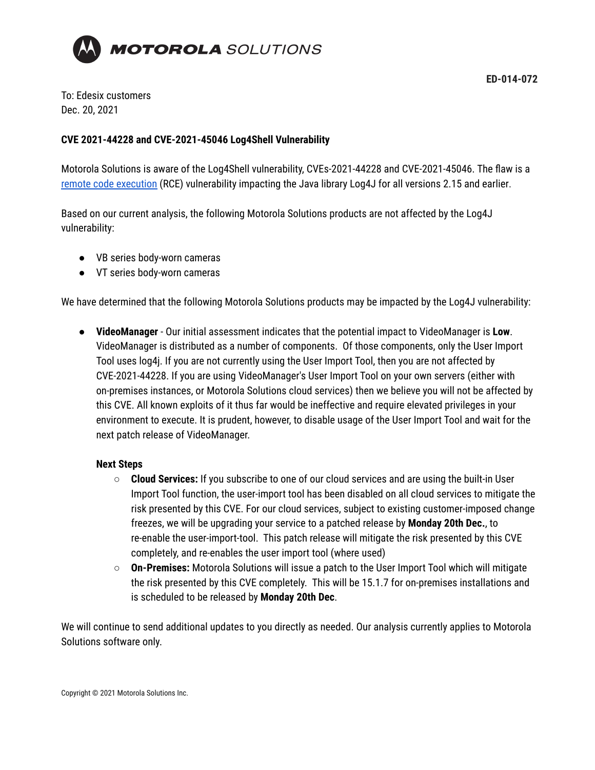**ED-014-072**

To: Edesix customers
Dec. 20, 2021

**CVE 2021-44228 and CVE-2021-45046 Log4Shell Vulnerability**

Motorola Solutions is aware of the Log4Shell vulnerability, CVEs-2021-44228 and CVE-2021-45046. The flaw is a remote code execution (RCE) vulnerability impacting the Java library Log4J for all versions 2.15 and earlier.

Based on our current analysis, the following Motorola Solutions products are not affected by the Log4J vulnerability:

- VB series body-worn cameras
- VT series body-worn cameras

We have determined that the following Motorola Solutions products may be impacted by the Log4J vulnerability:

- **VideoManager** - Our initial assessment indicates that the potential impact to VideoManager is **Low**. VideoManager is distributed as a number of components. Of those components, only the User Import Tool uses log4j. If you are not currently using the User Import Tool, then you are not affected by CVE-2021-44228. If you are using VideoManager's User Import Tool on your own servers (either with on-premises instances, or Motorola Solutions cloud services) then we believe you will not be affected by this CVE. All known exploits of it thus far would be ineffective and require elevated privileges in your environment to execute. It is prudent, however, to disable usage of the User Import Tool and wait for the next patch release of VideoManager.

  **Next Steps**

  - **Cloud Services:** If you subscribe to one of our cloud services and are using the built-in User Import Tool function, the user-import tool has been disabled on all cloud services to mitigate the risk presented by this CVE. For our cloud services, subject to existing customer-imposed change freezes, we will be upgrading your service to a patched release by **Monday 20th Dec.**, to re-enable the user-import-tool. This patch release will mitigate the risk presented by this CVE completely, and re-enables the user import tool (where used)
  - **On-Premises:** Motorola Solutions will issue a patch to the User Import Tool which will mitigate the risk presented by this CVE completely. This will be 15.1.7 for on-premises installations and is scheduled to be released by **Monday 20th Dec**.

We will continue to send additional updates to you directly as needed. Our analysis currently applies to Motorola Solutions software only.

Copyright © 2021 Motorola Solutions Inc.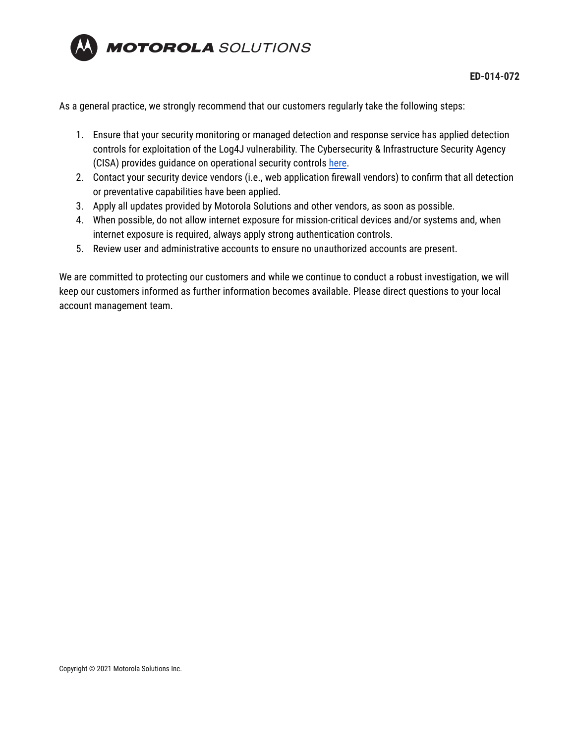ED-014-072

As a general practice, we strongly recommend that our customers regularly take the following steps:

1. Ensure that your security monitoring or managed detection and response service has applied detection controls for exploitation of the Log4J vulnerability. The Cybersecurity & Infrastructure Security Agency (CISA) provides guidance on operational security controls here.
2. Contact your security device vendors (i.e., web application firewall vendors) to confirm that all detection or preventative capabilities have been applied.
3. Apply all updates provided by Motorola Solutions and other vendors, as soon as possible.
4. When possible, do not allow internet exposure for mission-critical devices and/or systems and, when internet exposure is required, always apply strong authentication controls.
5. Review user and administrative accounts to ensure no unauthorized accounts are present.

We are committed to protecting our customers and while we continue to conduct a robust investigation, we will keep our customers informed as further information becomes available. Please direct questions to your local account management team.

Copyright © 2021 Motorola Solutions Inc.